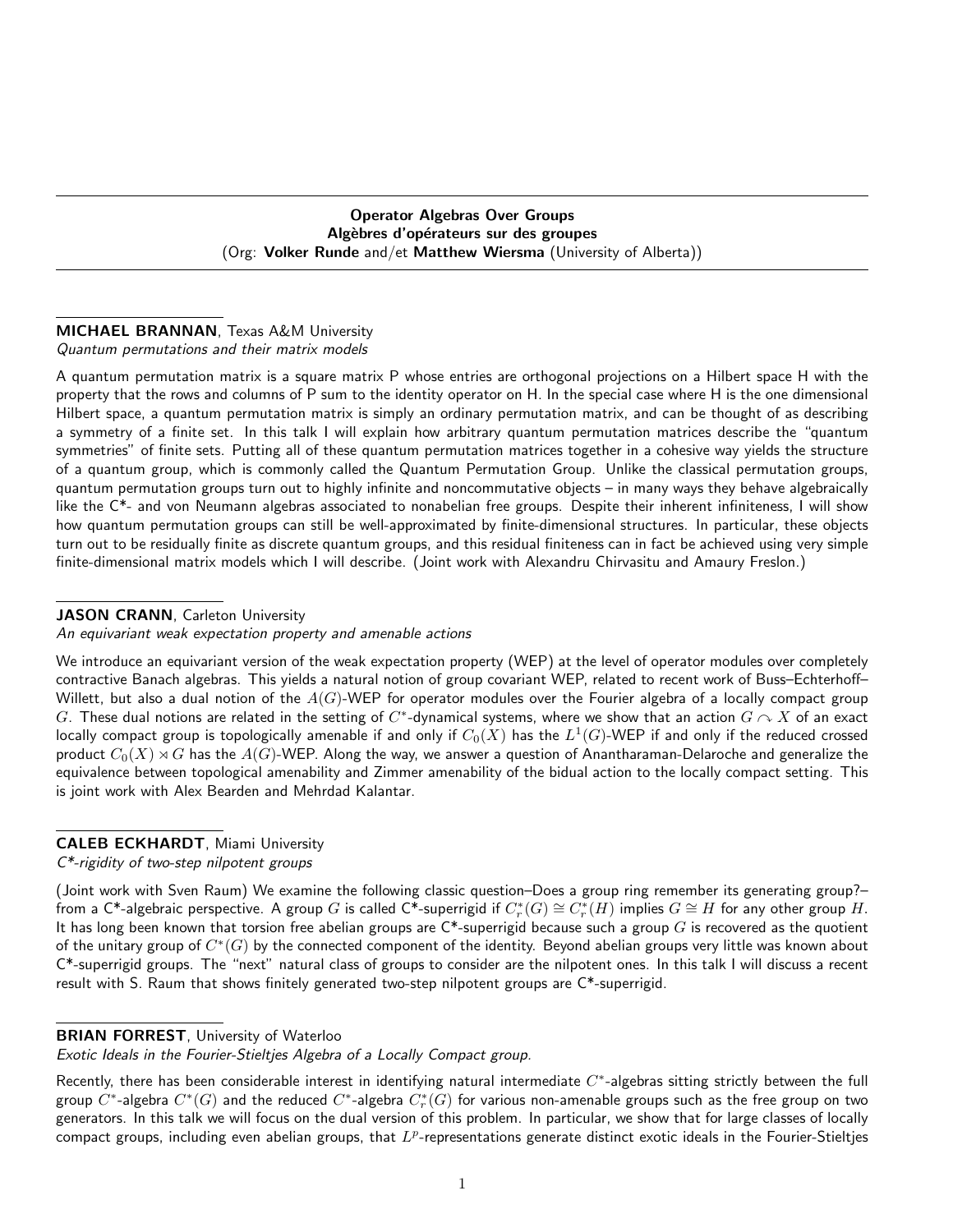**Operator Algebras Over Groups**
**Algèbres d'opérateurs sur des groupes**
(Org: **Volker Runde** and/et **Matthew Wiersma** (University of Alberta))

---

**MICHAEL BRANNAN**, Texas A&M University
*Quantum permutations and their matrix models*

A quantum permutation matrix is a square matrix P whose entries are orthogonal projections on a Hilbert space H with the property that the rows and columns of P sum to the identity operator on H. In the special case where H is the one dimensional Hilbert space, a quantum permutation matrix is simply an ordinary permutation matrix, and can be thought of as describing a symmetry of a finite set. In this talk I will explain how arbitrary quantum permutation matrices describe the "quantum symmetries" of finite sets. Putting all of these quantum permutation matrices together in a cohesive way yields the structure of a quantum group, which is commonly called the Quantum Permutation Group. Unlike the classical permutation groups, quantum permutation groups turn out to highly infinite and noncommutative objects – in many ways they behave algebraically like the C*- and von Neumann algebras associated to nonabelian free groups. Despite their inherent infiniteness, I will show how quantum permutation groups can still be well-approximated by finite-dimensional structures. In particular, these objects turn out to be residually finite as discrete quantum groups, and this residual finiteness can in fact be achieved using very simple finite-dimensional matrix models which I will describe. (Joint work with Alexandru Chirvasitu and Amaury Freslon.)

---

**JASON CRANN**, Carleton University
*An equivariant weak expectation property and amenable actions*

We introduce an equivariant version of the weak expectation property (WEP) at the level of operator modules over completely contractive Banach algebras. This yields a natural notion of group covariant WEP, related to recent work of Buss–Echterhoff–Willett, but also a dual notion of the $A(G)$-WEP for operator modules over the Fourier algebra of a locally compact group $G$. These dual notions are related in the setting of $C^*$-dynamical systems, where we show that an action $G \curvearrowright X$ of an exact locally compact group is topologically amenable if and only if $C_0(X)$ has the $L^1(G)$-WEP if and only if the reduced crossed product $C_0(X) \rtimes G$ has the $A(G)$-WEP. Along the way, we answer a question of Anantharaman-Delaroche and generalize the equivalence between topological amenability and Zimmer amenability of the bidual action to the locally compact setting. This is joint work with Alex Bearden and Mehrdad Kalantar.

---

**CALEB ECKHARDT**, Miami University
*C*-rigidity of two-step nilpotent groups*

(Joint work with Sven Raum) We examine the following classic question–Does a group ring remember its generating group?– from a C*-algebraic perspective. A group $G$ is called C*-superrigid if $C_r^*(G) \cong C_r^*(H)$ implies $G \cong H$ for any other group $H$. It has long been known that torsion free abelian groups are C*-superrigid because such a group $G$ is recovered as the quotient of the unitary group of $C^*(G)$ by the connected component of the identity. Beyond abelian groups very little was known about C*-superrigid groups. The "next" natural class of groups to consider are the nilpotent ones. In this talk I will discuss a recent result with S. Raum that shows finitely generated two-step nilpotent groups are C*-superrigid.

---

**BRIAN FORREST**, University of Waterloo
*Exotic Ideals in the Fourier-Stieltjes Algebra of a Locally Compact group.*

Recently, there has been considerable interest in identifying natural intermediate $C^*$-algebras sitting strictly between the full group $C^*$-algebra $C^*(G)$ and the reduced $C^*$-algebra $C_r^*(G)$ for various non-amenable groups such as the free group on two generators. In this talk we will focus on the dual version of this problem. In particular, we show that for large classes of locally compact groups, including even abelian groups, that $L^p$-representations generate distinct exotic ideals in the Fourier-Stieltjes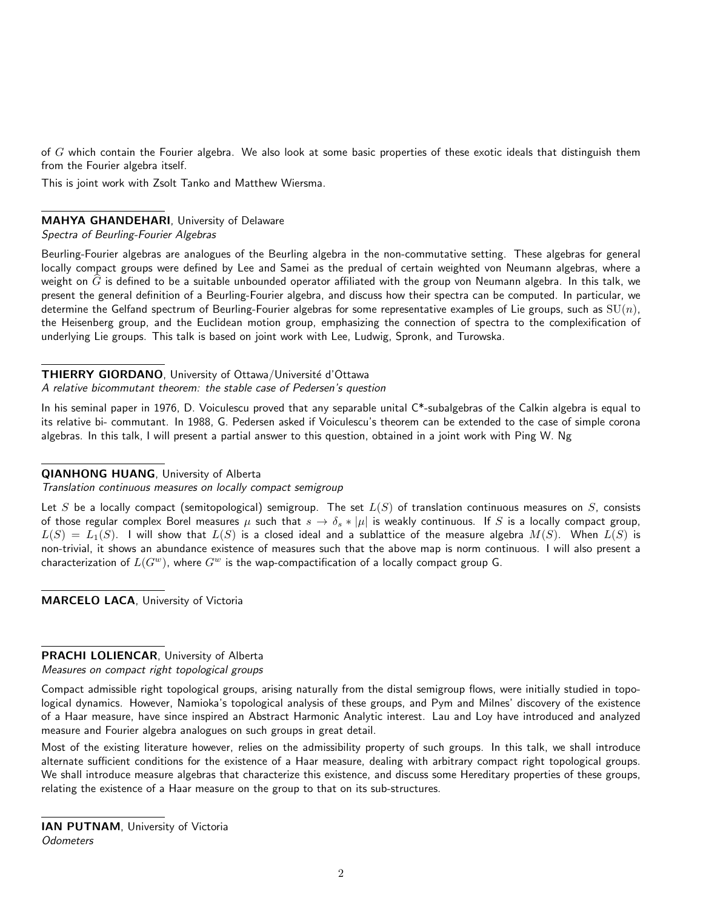of $G$ which contain the Fourier algebra. We also look at some basic properties of these exotic ideals that distinguish them from the Fourier algebra itself.

This is joint work with Zsolt Tanko and Matthew Wiersma.

---

**MAHYA GHANDEHARI**, University of Delaware
*Spectra of Beurling-Fourier Algebras*

Beurling-Fourier algebras are analogues of the Beurling algebra in the non-commutative setting. These algebras for general locally compact groups were defined by Lee and Samei as the predual of certain weighted von Neumann algebras, where a weight on $\widehat{G}$ is defined to be a suitable unbounded operator affiliated with the group von Neumann algebra. In this talk, we present the general definition of a Beurling-Fourier algebra, and discuss how their spectra can be computed. In particular, we determine the Gelfand spectrum of Beurling-Fourier algebras for some representative examples of Lie groups, such as $\mathrm{SU}(n)$, the Heisenberg group, and the Euclidean motion group, emphasizing the connection of spectra to the complexification of underlying Lie groups. This talk is based on joint work with Lee, Ludwig, Spronk, and Turowska.

---

**THIERRY GIORDANO**, University of Ottawa/Université d'Ottawa
*A relative bicommutant theorem: the stable case of Pedersen's question*

In his seminal paper in 1976, D. Voiculescu proved that any separable unital C*-subalgebras of the Calkin algebra is equal to its relative bi- commutant. In 1988, G. Pedersen asked if Voiculescu's theorem can be extended to the case of simple corona algebras. In this talk, I will present a partial answer to this question, obtained in a joint work with Ping W. Ng

---

**QIANHONG HUANG**, University of Alberta
*Translation continuous measures on locally compact semigroup*

Let $S$ be a locally compact (semitopological) semigroup. The set $L(S)$ of translation continuous measures on $S$, consists of those regular complex Borel measures $\mu$ such that $s \to \delta_s * |\mu|$ is weakly continuous. If $S$ is a locally compact group, $L(S) = L_1(S)$. I will show that $L(S)$ is a closed ideal and a sublattice of the measure algebra $M(S)$. When $L(S)$ is non-trivial, it shows an abundance existence of measures such that the above map is norm continuous. I will also present a characterization of $L(G^w)$, where $G^w$ is the wap-compactification of a locally compact group G.

---

**MARCELO LACA**, University of Victoria

---

**PRACHI LOLIENCAR**, University of Alberta
*Measures on compact right topological groups*

Compact admissible right topological groups, arising naturally from the distal semigroup flows, were initially studied in topological dynamics. However, Namioka's topological analysis of these groups, and Pym and Milnes' discovery of the existence of a Haar measure, have since inspired an Abstract Harmonic Analytic interest. Lau and Loy have introduced and analyzed measure and Fourier algebra analogues on such groups in great detail.

Most of the existing literature however, relies on the admissibility property of such groups. In this talk, we shall introduce alternate sufficient conditions for the existence of a Haar measure, dealing with arbitrary compact right topological groups. We shall introduce measure algebras that characterize this existence, and discuss some Hereditary properties of these groups, relating the existence of a Haar measure on the group to that on its sub-structures.

---

**IAN PUTNAM**, University of Victoria
*Odometers*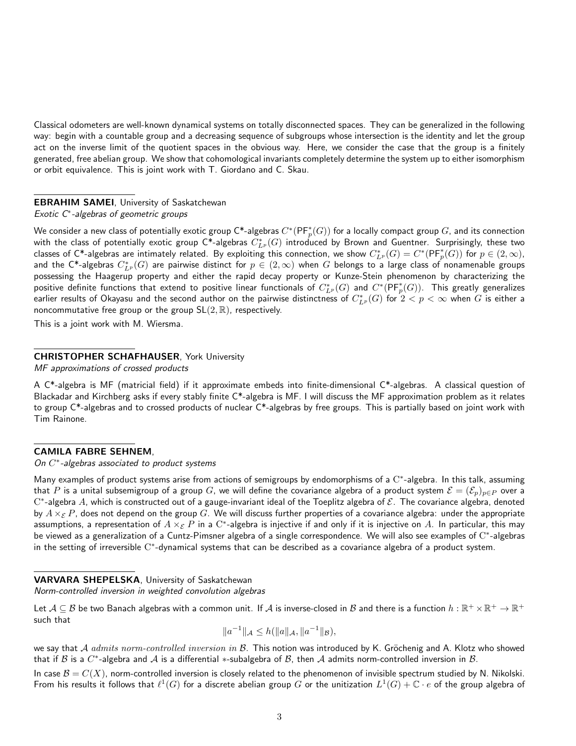Classical odometers are well-known dynamical systems on totally disconnected spaces. They can be generalized in the following way: begin with a countable group and a decreasing sequence of subgroups whose intersection is the identity and let the group act on the inverse limit of the quotient spaces in the obvious way. Here, we consider the case that the group is a finitely generated, free abelian group. We show that cohomological invariants completely determine the system up to either isomorphism or orbit equivalence. This is joint work with T. Giordano and C. Skau.

**EBRAHIM SAMEI**, University of Saskatchewan
*Exotic C\*-algebras of geometric groups*

We consider a new class of potentially exotic group C\*-algebras $C^*(\mathsf{PF}_p^*(G))$ for a locally compact group $G$, and its connection with the class of potentially exotic group C\*-algebras $C^*_{L^p}(G)$ introduced by Brown and Guentner. Surprisingly, these two classes of C\*-algebras are intimately related. By exploiting this connection, we show $C^*_{L^p}(G) = C^*(\mathsf{PF}_p^*(G))$ for $p \in (2, \infty)$, and the C\*-algebras $C^*_{L^p}(G)$ are pairwise distinct for $p \in (2, \infty)$ when $G$ belongs to a large class of nonamenable groups possessing the Haagerup property and either the rapid decay property or Kunze-Stein phenomenon by characterizing the positive definite functions that extend to positive linear functionals of $C^*_{L^p}(G)$ and $C^*(\mathsf{PF}_p^*(G))$. This greatly generalizes earlier results of Okayasu and the second author on the pairwise distinctness of $C^*_{L^p}(G)$ for $2 < p < \infty$ when $G$ is either a noncommutative free group or the group $\mathsf{SL}(2, \mathbb{R})$, respectively.

This is a joint work with M. Wiersma.

**CHRISTOPHER SCHAFHAUSER**, York University
*MF approximations of crossed products*

A C\*-algebra is MF (matricial field) if it approximate embeds into finite-dimensional C\*-algebras. A classical question of Blackadar and Kirchberg asks if every stably finite C\*-algebra is MF. I will discuss the MF approximation problem as it relates to group C\*-algebras and to crossed products of nuclear C\*-algebras by free groups. This is partially based on joint work with Tim Rainone.

**CAMILA FABRE SEHNEM**,
*On $C^*$-algebras associated to product systems*

Many examples of product systems arise from actions of semigroups by endomorphisms of a $\mathrm{C}^*$-algebra. In this talk, assuming that $P$ is a unital subsemigroup of a group $G$, we will define the covariance algebra of a product system $\mathcal{E} = (\mathcal{E}_p)_{p \in P}$ over a $\mathrm{C}^*$-algebra $A$, which is constructed out of a gauge-invariant ideal of the Toeplitz algebra of $\mathcal{E}$. The covariance algebra, denoted by $A \times_{\mathcal{E}} P$, does not depend on the group $G$. We will discuss further properties of a covariance algebra: under the appropriate assumptions, a representation of $A \times_{\mathcal{E}} P$ in a $\mathrm{C}^*$-algebra is injective if and only if it is injective on $A$. In particular, this may be viewed as a generalization of a Cuntz-Pimsner algebra of a single correspondence. We will also see examples of $\mathrm{C}^*$-algebras in the setting of irreversible $\mathrm{C}^*$-dynamical systems that can be described as a covariance algebra of a product system.

**VARVARA SHEPELSKA**, University of Saskatchewan
*Norm-controlled inversion in weighted convolution algebras*

Let $\mathcal{A} \subseteq \mathcal{B}$ be two Banach algebras with a common unit. If $\mathcal{A}$ is inverse-closed in $\mathcal{B}$ and there is a function $h : \mathbb{R}^+ \times \mathbb{R}^+ \to \mathbb{R}^+$ such that

$$\|a^{-1}\|_{\mathcal{A}} \leq h(\|a\|_{\mathcal{A}}, \|a^{-1}\|_{\mathcal{B}}),$$

we say that $\mathcal{A}$ *admits norm-controlled inversion in* $\mathcal{B}$. This notion was introduced by K. Gröchenig and A. Klotz who showed that if $\mathcal{B}$ is a $C^*$-algebra and $\mathcal{A}$ is a differential $*$-subalgebra of $\mathcal{B}$, then $\mathcal{A}$ admits norm-controlled inversion in $\mathcal{B}$.

In case $\mathcal{B} = C(X)$, norm-controlled inversion is closely related to the phenomenon of invisible spectrum studied by N. Nikolski. From his results it follows that $\ell^1(G)$ for a discrete abelian group $G$ or the unitization $L^1(G) + \mathbb{C} \cdot e$ of the group algebra of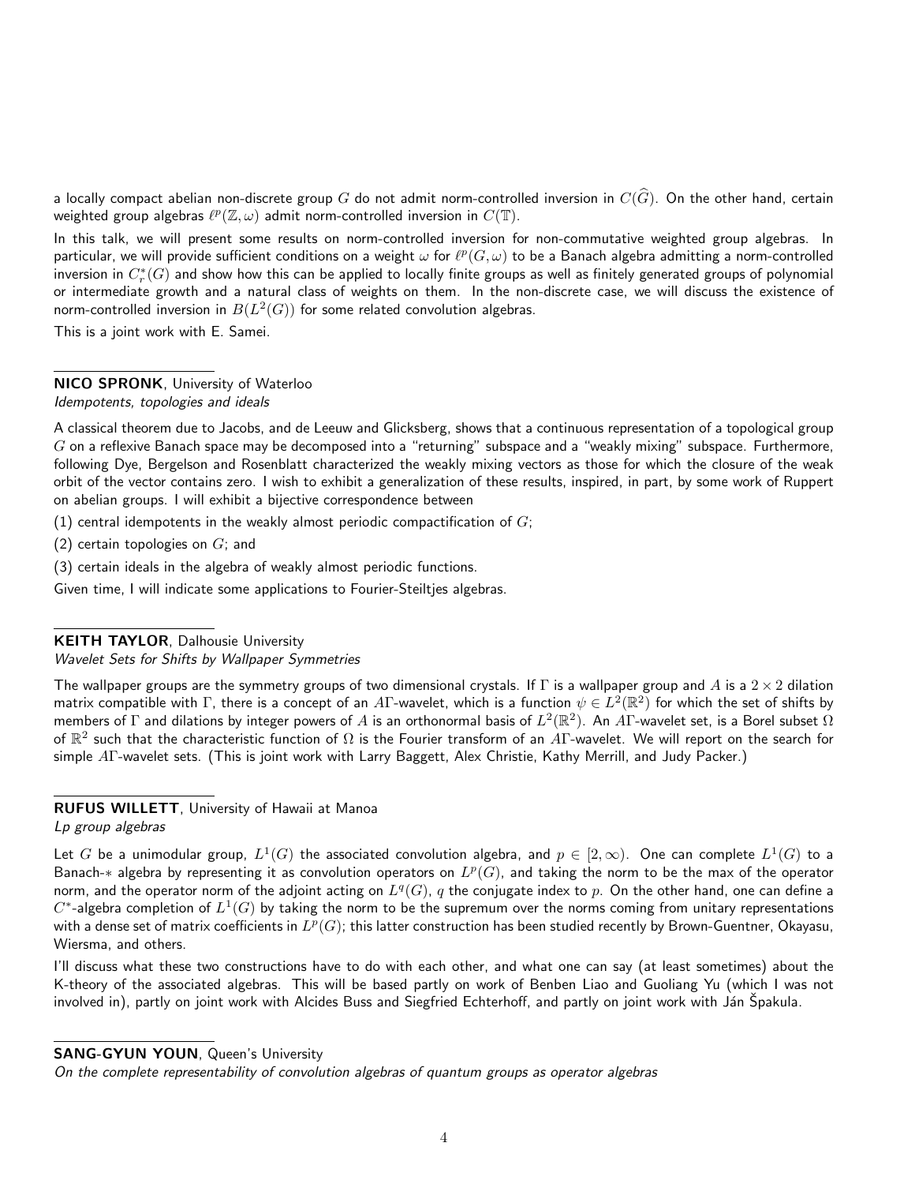a locally compact abelian non-discrete group $G$ do not admit norm-controlled inversion in $C(\widehat{G})$. On the other hand, certain weighted group algebras $\ell^p(\mathbb{Z}, \omega)$ admit norm-controlled inversion in $C(\mathbb{T})$.

In this talk, we will present some results on norm-controlled inversion for non-commutative weighted group algebras. In particular, we will provide sufficient conditions on a weight $\omega$ for $\ell^p(G, \omega)$ to be a Banach algebra admitting a norm-controlled inversion in $C_r^*(G)$ and show how this can be applied to locally finite groups as well as finitely generated groups of polynomial or intermediate growth and a natural class of weights on them. In the non-discrete case, we will discuss the existence of norm-controlled inversion in $B(L^2(G))$ for some related convolution algebras.

This is a joint work with E. Samei.

---

**NICO SPRONK**, University of Waterloo
*Idempotents, topologies and ideals*

A classical theorem due to Jacobs, and de Leeuw and Glicksberg, shows that a continuous representation of a topological group $G$ on a reflexive Banach space may be decomposed into a "returning" subspace and a "weakly mixing" subspace. Furthermore, following Dye, Bergelson and Rosenblatt characterized the weakly mixing vectors as those for which the closure of the weak orbit of the vector contains zero. I wish to exhibit a generalization of these results, inspired, in part, by some work of Ruppert on abelian groups. I will exhibit a bijective correspondence between

(1) central idempotents in the weakly almost periodic compactification of $G$;

(2) certain topologies on $G$; and

(3) certain ideals in the algebra of weakly almost periodic functions.

Given time, I will indicate some applications to Fourier-Steiltjes algebras.

---

**KEITH TAYLOR**, Dalhousie University
*Wavelet Sets for Shifts by Wallpaper Symmetries*

The wallpaper groups are the symmetry groups of two dimensional crystals. If $\Gamma$ is a wallpaper group and $A$ is a $2 \times 2$ dilation matrix compatible with $\Gamma$, there is a concept of an $A\Gamma$-wavelet, which is a function $\psi \in L^2(\mathbb{R}^2)$ for which the set of shifts by members of $\Gamma$ and dilations by integer powers of $A$ is an orthonormal basis of $L^2(\mathbb{R}^2)$. An $A\Gamma$-wavelet set, is a Borel subset $\Omega$ of $\mathbb{R}^2$ such that the characteristic function of $\Omega$ is the Fourier transform of an $A\Gamma$-wavelet. We will report on the search for simple $A\Gamma$-wavelet sets. (This is joint work with Larry Baggett, Alex Christie, Kathy Merrill, and Judy Packer.)

---

**RUFUS WILLETT**, University of Hawaii at Manoa
*Lp group algebras*

Let $G$ be a unimodular group, $L^1(G)$ the associated convolution algebra, and $p \in [2, \infty)$. One can complete $L^1(G)$ to a Banach-$*$ algebra by representing it as convolution operators on $L^p(G)$, and taking the norm to be the max of the operator norm, and the operator norm of the adjoint acting on $L^q(G)$, $q$ the conjugate index to $p$. On the other hand, one can define a $C^*$-algebra completion of $L^1(G)$ by taking the norm to be the supremum over the norms coming from unitary representations with a dense set of matrix coefficients in $L^p(G)$; this latter construction has been studied recently by Brown-Guentner, Okayasu, Wiersma, and others.

I'll discuss what these two constructions have to do with each other, and what one can say (at least sometimes) about the K-theory of the associated algebras. This will be based partly on work of Benben Liao and Guoliang Yu (which I was not involved in), partly on joint work with Alcides Buss and Siegfried Echterhoff, and partly on joint work with Ján Špakula.

---

**SANG-GYUN YOUN**, Queen's University
*On the complete representability of convolution algebras of quantum groups as operator algebras*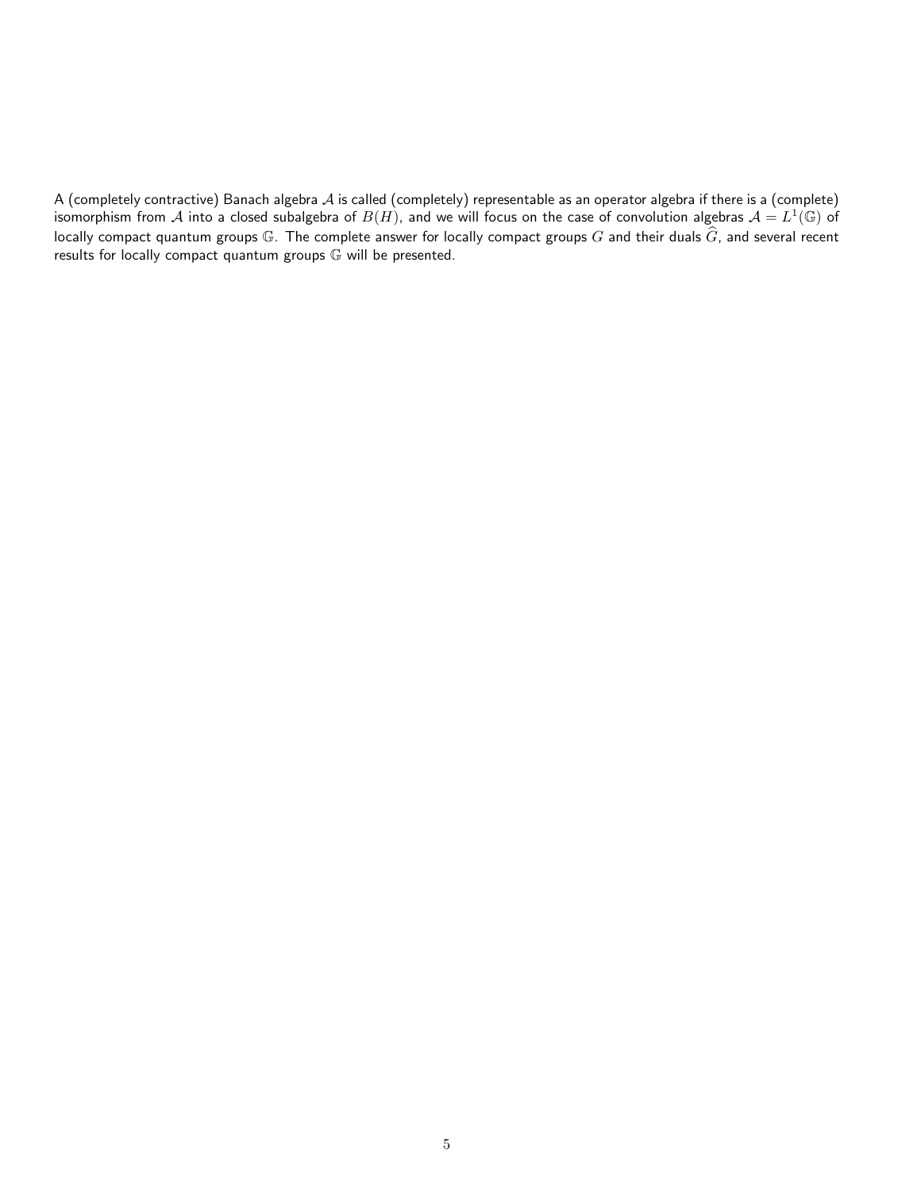A (completely contractive) Banach algebra $\mathcal{A}$ is called (completely) representable as an operator algebra if there is a (complete) isomorphism from $\mathcal{A}$ into a closed subalgebra of $B(H)$, and we will focus on the case of convolution algebras $\mathcal{A} = L^1(\mathbb{G})$ of locally compact quantum groups $\mathbb{G}$. The complete answer for locally compact groups $G$ and their duals $\widehat{G}$, and several recent results for locally compact quantum groups $\mathbb{G}$ will be presented.